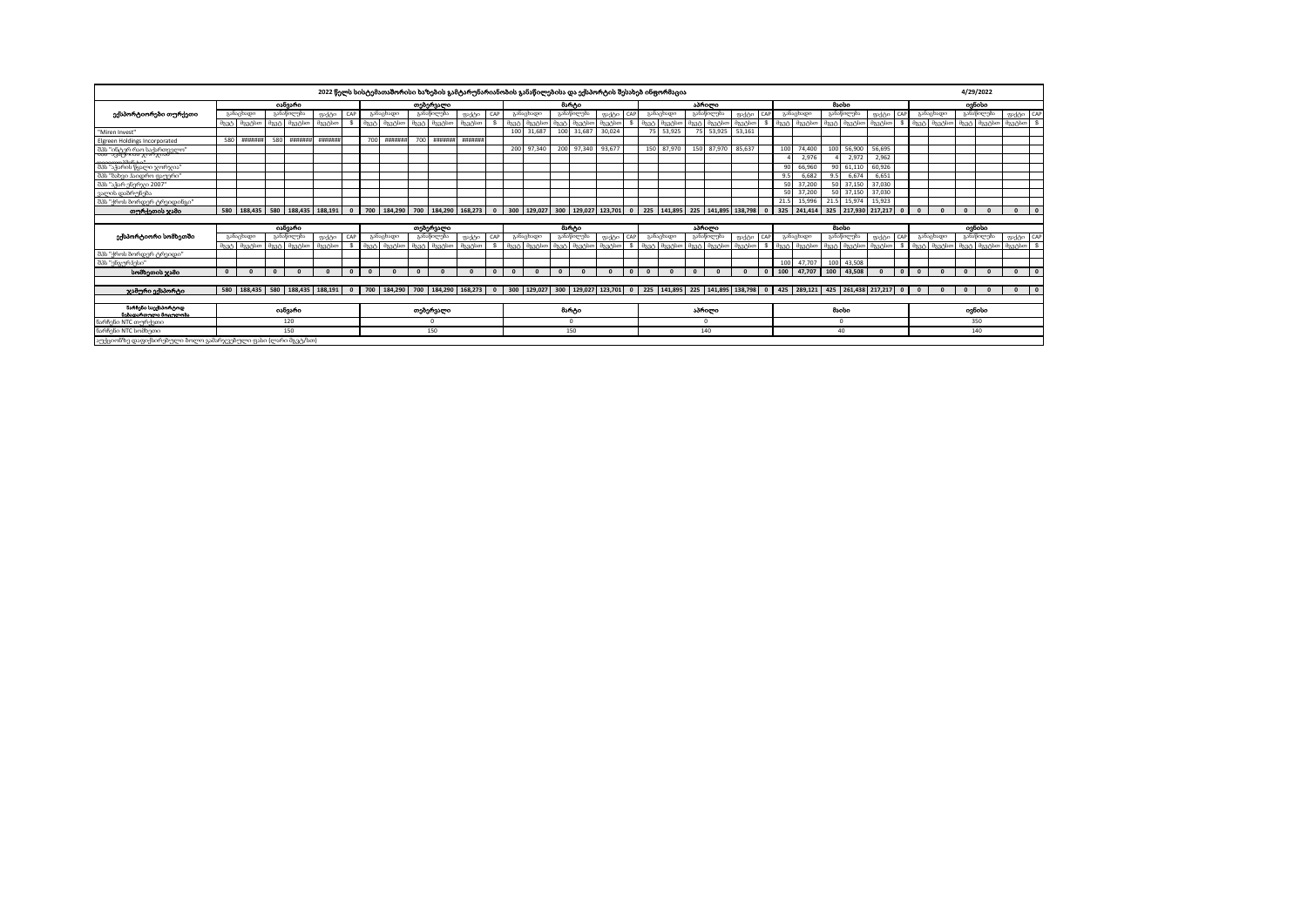## 2022 წელს სისტემათაშორისო ხაზების გამტარუნარიანობის განაწილებისა და ექსპორტის შესახებ ინფორმაცია

4/29/2022

| ექსპორტიორები თურქეთი | იანვარი | | | | | | თებერვალი | | | | | | მარტი | | | | | | აპრილი | | | | | | მაისი | | | | | | ივნისი | | | | | |
|---|---|---|---|---|---|---|---|---|---|---|---|---|---|---|---|---|---|---|---|---|---|---|---|---|---|---|---|---|---|---|---|---|---|---|---|---|
| | განაცხადი | | განაწილება | | ფაქტი | CAP | განაცხადი | | განაწილება | | ფაქტი | CAP | განაცხადი | | განაწილება | | ფაქტი | CAP | განაცხადი | | განაწილება | | ფაქტი | CAP | განაცხადი | | განაწილება | | ფაქტი | CAP | განაცხადი | | განაწილება | | ფაქტი | CAP |
| | მგვტ | მგვტსთ | მგვტ | მგვტსთ | მგვტსთ | $ | მგვტ | მგვტსთ | მგვტ | მგვტსთ | მგვტსთ | $ | მგვტ | მგვტსთ | მგვტ | მგვტსთ | მგვტსთ | $ | მგვტ | მგვტსთ | მგვტ | მგვტსთ | მგვტსთ | $ | მგვტ | მგვტსთ | მგვტ | მგვტსთ | მგვტსთ | $ | მგვტ | მგვტსთ | მგვტ | მგვტსთ | მგვტსთ | $ |
| "Miren Invest" | | | | | | | | | | | | | 100 | 31,687 | 100 | 31,687 | 30,024 | | 75 | 53,925 | 75 | 53,925 | 53,161 | | | | | | | | | | | | | |
| Elgreen Holdings Incorporated | 580 | ###### | 580 | ###### | ###### | | 700 | ###### | 700 | ###### | ###### | | | | | | | | | | | | | | | | | | | | | | | | | |
| შპს "ინტერ რაო საქართველო" | | | | | | | | | | | | | 200 | 97,340 | 200 | 97,340 | 93,677 | | 150 | 87,970 | 150 | 87,970 | 85,637 | | 100 | 74,400 | 100 | 56,900 | 56,695 | | | | | | | |
| სს "ენერგოტრეიდი" | | | | | | | | | | | | | | | | | | | | | | | | | 4 | 2,976 | 4 | 2,972 | 2,962 | | | | | | | |
| შპს "აჭარის წყალი ჯორჯია" | | | | | | | | | | | | | | | | | | | | | | | | | 90 | 66,960 | 90 | 61,110 | 60,926 | | | | | | | |
| შპს "ზახეთი ჰიდრო ფილუნი" | | | | | | | | | | | | | | | | | | | | | | | | | 9.5 | 6,682 | 9.5 | 6,674 | 6,651 | | | | | | | |
| შპს "აჭარ ენერჯი 2007" | | | | | | | | | | | | | | | | | | | | | | | | | 50 | 37,200 | 50 | 37,150 | 37,030 | | | | | | | |
| ვალის დამზოგველი | | | | | | | | | | | | | | | | | | | | | | | | | 50 | 37,200 | 50 | 37,150 | 37,030 | | | | | | | |
| შპს "ქროს ბორდერ ტრეიდინგი" | | | | | | | | | | | | | | | | | | | | | | | | | 21.5 | 15,996 | 21.5 | 15,974 | 15,923 | | | | | | | |
| **თურქეთის ჯამი** | 580 | 188,435 | 580 | 188,435 | 188,191 | 0 | 700 | 184,290 | 700 | 184,290 | 168,273 | 0 | 300 | 129,027 | 300 | 129,027 | 123,701 | 0 | 225 | 141,895 | 225 | 141,895 | 138,798 | 0 | 325 | 241,414 | 325 | 217,930 | 217,217 | 0 | 0 | 0 | 0 | 0 | 0 | 0 |

| ექსპორტიორი სომხეთში | იანვარი | | | | | | თებერვალი | | | | | | მარტი | | | | | | აპრილი | | | | | | მაისი | | | | | | ივნისი | | | | | |
|---|---|---|---|---|---|---|---|---|---|---|---|---|---|---|---|---|---|---|---|---|---|---|---|---|---|---|---|---|---|---|---|---|---|---|---|---|
| | განაცხადი | | განაწილება | | ფაქტი | CAP | განაცხადი | | განაწილება | | ფაქტი | CAP | განაცხადი | | განაწილება | | ფაქტი | CAP | განაცხადი | | განაწილება | | ფაქტი | CAP | განაცხადი | | განაწილება | | ფაქტი | CAP | განაცხადი | | განაწილება | | ფაქტი | CAP |
| | მგვტ | მგვტსთ | მგვტ | მგვტსთ | მგვტსთ | $ | მგვტ | მგვტსთ | მგვტ | მგვტსთ | მგვტსთ | $ | მგვტ | მგვტსთ | მგვტ | მგვტსთ | მგვტსთ | $ | მგვტ | მგვტსთ | მგვტ | მგვტსთ | მგვტსთ | $ | მგვტ | მგვტსთ | მგვტ | მგვტსთ | მგვტსთ | $ | მგვტ | მგვტსთ | მგვტ | მგვტსთ | მგვტსთ | $ |
| შპს "ქროს ბორდერ ტრეიდინგი" | | | | | | | | | | | | | | | | | | | | | | | | | | | | | | | | | | | | |
| შპს "ენერგოსერვისი" | | | | | | | | | | | | | | | | | | | | | | | | | 100 | 47,707 | 100 | 43,508 | | | | | | | | |
| **სომხეთის ჯამი** | 0 | 0 | 0 | 0 | 0 | 0 | 0 | 0 | 0 | 0 | 0 | 0 | 0 | 0 | 0 | 0 | 0 | 0 | 0 | 0 | 0 | 0 | 0 | 0 | 100 | 47,707 | 100 | 43,508 | 0 | 0 | 0 | 0 | 0 | 0 | 0 | 0 |
| **ჯამური ექსპორტი** | 580 | 188,435 | 580 | 188,435 | 188,191 | 0 | 700 | 184,290 | 700 | 184,290 | 168,273 | 0 | 300 | 129,027 | 300 | 129,027 | 123,701 | 0 | 225 | 141,895 | 225 | 141,895 | 138,798 | 0 | 425 | 289,121 | 425 | 261,438 | 217,217 | 0 | 0 | 0 | 0 | 0 | 0 | 0 |

| ნარჩენი საექსპორტო წარმადობის მოცულობა | იანვარი | თებერვალი | მარტი | აპრილი | მაისი | ივნისი |
|---|---|---|---|---|---|---|
| ნარჩენი NTC თურქეთი | 120 | 0 | 0 | 0 | 0 | 350 |
| ნარჩენი NTC სომხეთი | 150 | 150 | 150 | 140 | 40 | 140 |

აუქციონზე დაფიქსირებული ბოლო განაწილებული ფასი (ლარი მგვტ/სთ)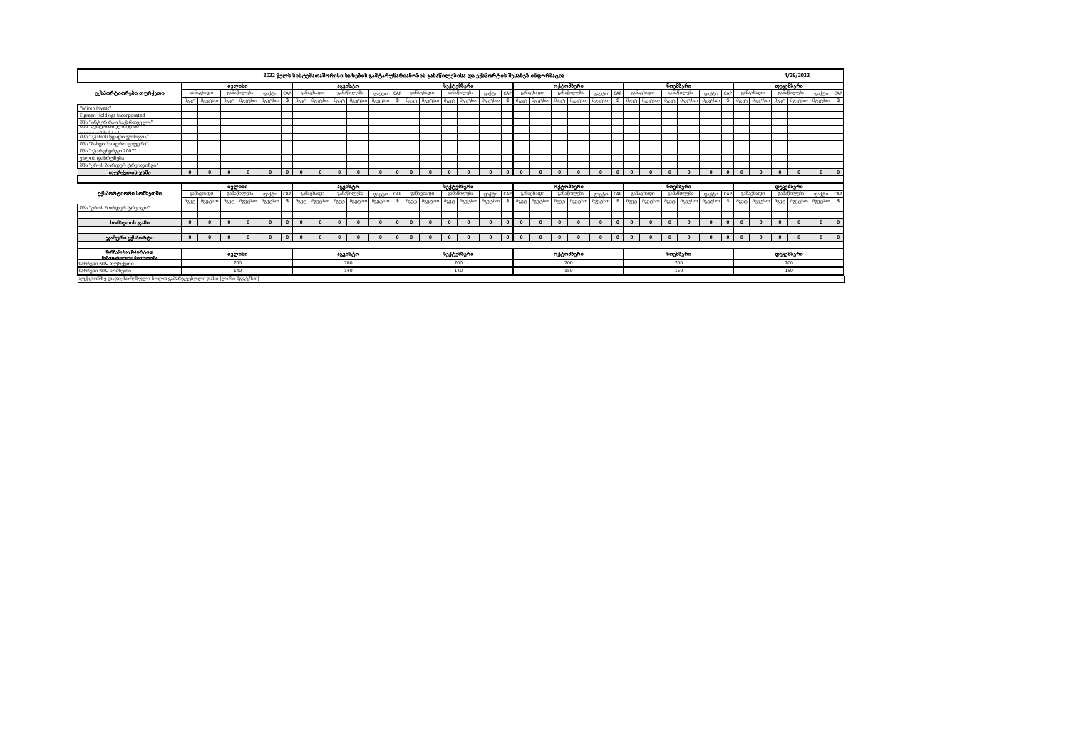## 2022 წლის სისტემათაშორისო ხაზების გამტარუნარიანობის განაწილებისა და ექსპორტის შესახებ ინფორმაცია

4/29/2022

| ექსპორტიორები თურქეთი | ივლისი | | | | | | | აგვისტო | | | | | | | სექტემბერი | | | | | | | ოქტომბერი | | | | | | | ნოემბერი | | | | | | | დეკემბერი | | | | | | |
|---|---|---|---|---|---|---|---|---|---|---|---|---|---|---|---|---|---|---|---|---|---|---|---|---|---|---|---|---|---|---|---|---|---|---|---|---|---|---|---|---|---|---|
| | განაცხადი | | განაწილება | | ფაქტი | CAP | | განაცხადი | | განაწილება | | ფაქტი | CAP | | განაცხადი | | განაწილება | | ფაქტი | CAP | | განაცხადი | | განაწილება | | ფაქტი | CAP | | განაცხადი | | განაწილება | | ფაქტი | CAP | | განაცხადი | | განაწილება | | ფაქტი | CAP | |
| | მგვტ | მგვტსთ | მგვტ | მგვტსთ | მგვტსთ | $ | | მგვტ | მგვტსთ | მგვტ | მგვტსთ | მგვტსთ | $ | | მგვტ | მგვტსთ | მგვტ | მგვტსთ | მგვტსთ | $ | | მგვტ | მგვტსთ | მგვტ | მგვტსთ | მგვტსთ | $ | | მგვტ | მგვტსთ | მგვტ | მგვტსთ | მგვტსთ | $ | | მგვტ | მგვტსთ | მგვტ | მგვტსთ | მგვტსთ | $ | |
| "Miren Invest" | | | | | | | | | | | | | | | | | | | | | | | | | | | | | | | | | | | | | | | | | | |
| Elgreen Holdings Incorporated | | | | | | | | | | | | | | | | | | | | | | | | | | | | | | | | | | | | | | | | | | |
| შპს "ინტერ რაო საქართველო" | | | | | | | | | | | | | | | | | | | | | | | | | | | | | | | | | | | | | | | | | | |
| შპს "ენერჯი ტრეიდინგი" | | | | | | | | | | | | | | | | | | | | | | | | | | | | | | | | | | | | | | | | | | |
| შპს "აჭარის წყალი ჯორჯია" | | | | | | | | | | | | | | | | | | | | | | | | | | | | | | | | | | | | | | | | | | |
| შპს "ზახეი ჰაიდრო ფაუერი" | | | | | | | | | | | | | | | | | | | | | | | | | | | | | | | | | | | | | | | | | | |
| შპს "აჭარ ენერჯი 2007" | | | | | | | | | | | | | | | | | | | | | | | | | | | | | | | | | | | | | | | | | | |
| ვალის დაბრუნება | | | | | | | | | | | | | | | | | | | | | | | | | | | | | | | | | | | | | | | | | | |
| შპს "ქროს ბორდერ ტრეიდინგი" | | | | | | | | | | | | | | | | | | | | | | | | | | | | | | | | | | | | | | | | | | |
| **თურქეთის ჯამი** | 0 | 0 | 0 | 0 | 0 | 0 | | 0 | 0 | 0 | 0 | 0 | 0 | | 0 | 0 | 0 | 0 | 0 | 0 | | 0 | 0 | 0 | 0 | 0 | 0 | | 0 | 0 | 0 | 0 | 0 | 0 | | 0 | 0 | 0 | 0 | 0 | 0 | |

| ექსპორტიორი სომხეთში | ივლისი | | | | | | აგვისტო | | | | | | სექტემბერი | | | | | | ოქტომბერი | | | | | | ნოემბერი | | | | | | დეკემბერი | | | | | |
|---|---|---|---|---|---|---|---|---|---|---|---|---|---|---|---|---|---|---|---|---|---|---|---|---|---|---|---|---|---|---|---|---|---|---|---|---|
| | განაცხადი | | განაწილება | | ფაქტი | CAP | განაცხადი | | განაწილება | | ფაქტი | CAP | განაცხადი | | განაწილება | | ფაქტი | CAP | განაცხადი | | განაწილება | | ფაქტი | CAP | განაცხადი | | განაწილება | | ფაქტი | CAP | განაცხადი | | განაწილება | | ფაქტი | CAP |
| | მგვტ | მგვტსთ | მგვტ | მგვტსთ | მგვტსთ | $ | მგვტ | მგვტსთ | მგვტ | მგვტსთ | მგვტსთ | $ | მგვტ | მგვტსთ | მგვტ | მგვტსთ | მგვტსთ | $ | მგვტ | მგვტსთ | მგვტ | მგვტსთ | მგვტსთ | $ | მგვტ | მგვტსთ | მგვტ | მგვტსთ | მგვტსთ | $ | მგვტ | მგვტსთ | მგვტ | მგვტსთ | მგვტსთ | $ |
| შპს "ქროს ბორდერ ტრეიდინგი" | | | | | | | | | | | | | | | | | | | | | | | | | | | | | | | | | | | | |
| **სომხეთის ჯამი** | 0 | 0 | 0 | 0 | 0 | 0 | 0 | 0 | 0 | 0 | 0 | 0 | 0 | 0 | 0 | 0 | 0 | 0 | 0 | 0 | 0 | 0 | 0 | 0 | 0 | 0 | 0 | 0 | 0 | 0 | 0 | 0 | 0 | 0 | 0 | 0 |
| **ჯამური ექსპორტი** | 0 | 0 | 0 | 0 | 0 | 0 | 0 | 0 | 0 | 0 | 0 | 0 | 0 | 0 | 0 | 0 | 0 | 0 | 0 | 0 | 0 | 0 | 0 | 0 | 0 | 0 | 0 | 0 | 0 | 0 | 0 | 0 | 0 | 0 | 0 | 0 |

| წარჩენი საექსპორტოდ ნებადართული სიმძლავრე | ივლისი | აგვისტო | სექტემბერი | ოქტომბერი | ნოემბერი | დეკემბერი |
|---|---|---|---|---|---|---|
| წარჩენი NTC თურქეთი | 700 | 700 | 700 | 700 | 700 | 700 |
| წარჩენი NTC სომხეთი | 140 | 140 | 140 | 150 | 150 | 150 |

აუქციონზე დადგენილი ბოლო გამარჯვებული ფასი (ლარი მგვტ/სთ)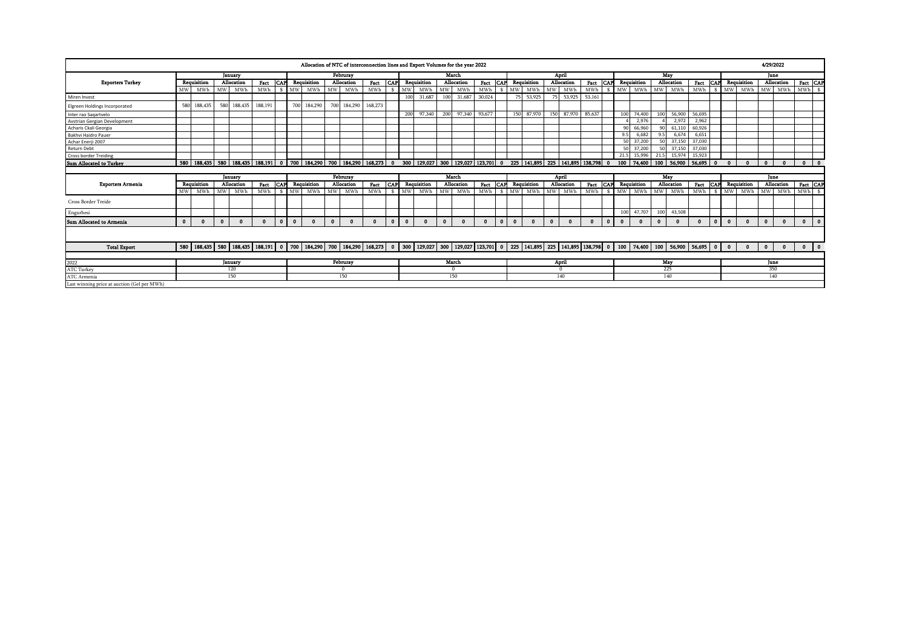# Allocation of NTC of interconnection lines and Export Volumes for the year 2022

4/29/2022

| Exporters Turkey | January | | | | | | February | | | | | | March | | | | | | April | | | | | | May | | | | | | June | | | | | |
|---|---|---|---|---|---|---|---|---|---|---|---|---|---|---|---|---|---|---|---|---|---|---|---|---|---|---|---|---|---|---|---|---|---|---|---|---|
| | Requisition | | Allocation | | Fact | CAP | Requisition | | Allocation | | Fact | CAP | Requisition | | Allocation | | Fact | CAP | Requisition | | Allocation | | Fact | CAP | Requisition | | Allocation | | Fact | CAP | Requisition | | Allocation | | Fact | CAP |
| | MW | MWh | MW | MWh | MWh | $ | MW | MWh | MW | MWh | MWh | $ | MW | MWh | MW | MWh | MWh | $ | MW | MWh | MW | MWh | MWh | $ | MW | MWh | MW | MWh | MWh | $ | MW | MWh | MW | MWh | MWh | $ |
| Miren Invest | | | | | | | | | | | | | 100 | 31,687 | 100 | 31,687 | 30,024 | | 75 | 53,925 | 75 | 53,925 | 53,161 | | | | | | | | | | | | | |
| Elgreen Holdings Incorporated | 580 | 188,435 | 580 | 188,435 | 188,191 | | 700 | 184,290 | 700 | 184,290 | 168,273 | | | | | | | | | | | | | | | | | | | | | | | | | |
| Inter rao Saqartvelo | | | | | | | | | | | | | 200 | 97,340 | 200 | 97,340 | 93,677 | | 150 | 87,970 | 150 | 87,970 | 85,637 | | 100 | 74,400 | 100 | 56,900 | 56,695 | | | | | | | |
| Avstrian Gergian Development | | | | | | | | | | | | | | | | | | | | | | | | | 4 | 2,976 | 4 | 2,972 | 2,962 | | | | | | | |
| Acharis Ckali Georgia | | | | | | | | | | | | | | | | | | | | | | | | | 90 | 66,960 | 90 | 61,110 | 60,926 | | | | | | | |
| Bakhvi Haidro Pauer | | | | | | | | | | | | | | | | | | | | | | | | | 9.5 | 6,682 | 9.5 | 6,674 | 6,651 | | | | | | | |
| Achar Enerji 2007 | | | | | | | | | | | | | | | | | | | | | | | | | 50 | 37,200 | 50 | 37,150 | 37,030 | | | | | | | |
| Return Debt | | | | | | | | | | | | | | | | | | | | | | | | | 50 | 37,200 | 50 | 37,150 | 37,030 | | | | | | | |
| Cross border Treiding | | | | | | | | | | | | | | | | | | | | | | | | | 21.5 | 15,996 | 21.5 | 15,974 | 15,923 | | | | | | | |
| **Sum Allocated to Turkey** | **580** | **188,435** | **580** | **188,435** | **188,191** | **0** | **700** | **184,290** | **700** | **184,290** | **168,273** | **0** | **300** | **129,027** | **300** | **129,027** | **123,701** | **0** | **225** | **141,895** | **225** | **141,895** | **138,798** | **0** | **100** | **74,400** | **100** | **56,900** | **56,695** | **0** | **0** | **0** | **0** | **0** | **0** | **0** |

| Exporters Armenia | January | | | | | | February | | | | | | March | | | | | | April | | | | | | May | | | | | | June | | | | | |
|---|---|---|---|---|---|---|---|---|---|---|---|---|---|---|---|---|---|---|---|---|---|---|---|---|---|---|---|---|---|---|---|---|---|---|---|---|
| | Requisition | | Allocation | | Fact | CAP | Requisition | | Allocation | | Fact | CAP | Requisition | | Allocation | | Fact | CAP | Requisition | | Allocation | | Fact | CAP | Requisition | | Allocation | | Fact | CAP | Requisition | | Allocation | | Fact | CAP |
| | MW | MWh | MW | MWh | MWh | $ | MW | MWh | MW | MWh | MWh | $ | MW | MWh | MW | MWh | MWh | $ | MW | MWh | MW | MWh | MWh | $ | MW | MWh | MW | MWh | MWh | $ | MW | MWh | MW | MWh | MWh | $ |
| Cross Border Treide | | | | | | | | | | | | | | | | | | | | | | | | | | | | | | | | | | | | |
| Engurhesi | | | | | | | | | | | | | | | | | | | | | | | | | 100 | 47,707 | 100 | 43,508 | | | | | | | | |
| **Sum Allocated to Armenia** | **0** | **0** | **0** | **0** | **0** | **0** | **0** | **0** | **0** | **0** | **0** | **0** | **0** | **0** | **0** | **0** | **0** | **0** | **0** | **0** | **0** | **0** | **0** | **0** | **0** | **0** | **0** | **0** | **0** | **0** | **0** | **0** | **0** | **0** | **0** | **0** |
| **Total Export** | **580** | **188,435** | **580** | **188,435** | **188,191** | **0** | **700** | **184,290** | **700** | **184,290** | **168,273** | **0** | **300** | **129,027** | **300** | **129,027** | **123,701** | **0** | **225** | **141,895** | **225** | **141,895** | **138,798** | **0** | **100** | **74,400** | **100** | **56,900** | **56,695** | **0** | **0** | **0** | **0** | **0** | **0** | **0** |

| 2022 | January | February | March | April | May | June |
|---|---|---|---|---|---|---|
| ATC Turkey | 120 | 0 | 0 | 0 | 225 | 350 |
| ATC Armenia | 150 | 150 | 150 | 140 | 140 | 140 |
| Last winning price at auction (Gel per MWh) | | | | | | |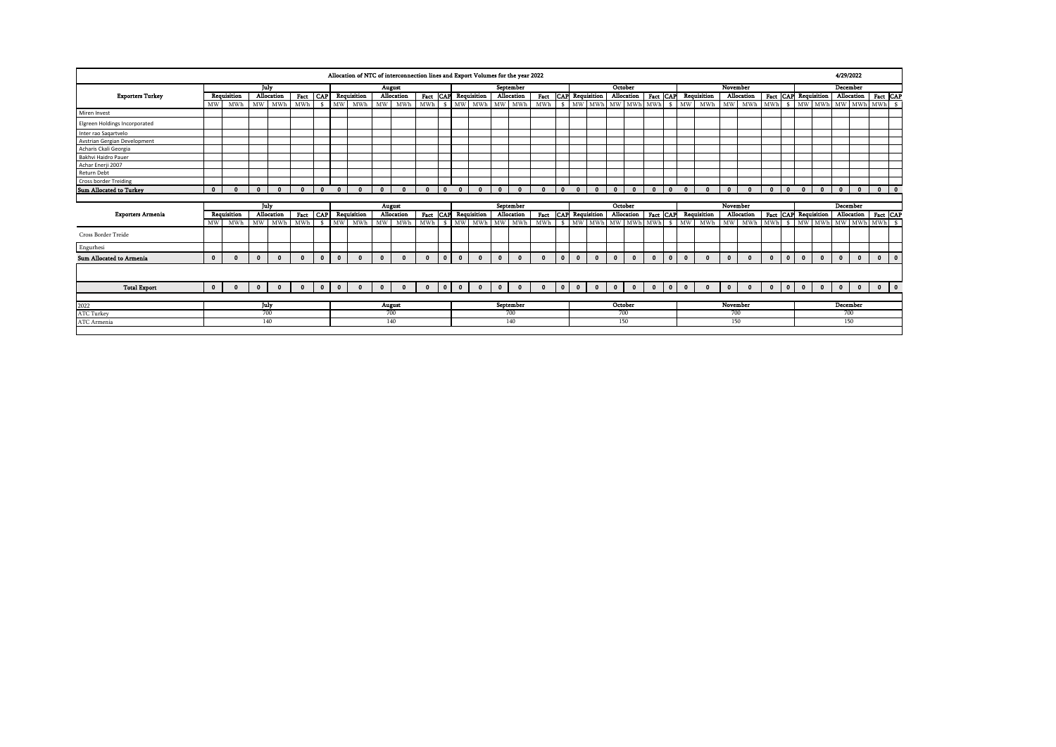**Allocation of NTC of interconnection lines and Export Volumes for the year 2022** 4/29/2022

| Exporters Turkey | July | | | | | | August | | | | | | September | | | | | | October | | | | | | November | | | | | | December | | | | | |
|---|---|---|---|---|---|---|---|---|---|---|---|---|---|---|---|---|---|---|---|---|---|---|---|---|---|---|---|---|---|---|---|---|---|---|---|---|
| | Requisition | | Allocation | | Fact | CAP | Requisition | | Allocation | | Fact | CAP | Requisition | | Allocation | | Fact | CAP | Requisition | | Allocation | | Fact | CAP | Requisition | | Allocation | | Fact | CAP | Requisition | | Allocation | | Fact | CAP |
| | MW | MWh | MW | MWh | MWh | $ | MW | MWh | MW | MWh | MWh | $ | MW | MWh | MW | MWh | MWh | $ | MW | MWh | MW | MWh | MWh | $ | MW | MWh | MW | MWh | MWh | $ | MW | MWh | MW | MWh | MWh | $ |
| Miren Invest | | | | | | | | | | | | | | | | | | | | | | | | | | | | | | | | | | | | |
| Elgreen Holdings Incorporated | | | | | | | | | | | | | | | | | | | | | | | | | | | | | | | | | | | | |
| Inter rao Saqartvelo | | | | | | | | | | | | | | | | | | | | | | | | | | | | | | | | | | | | |
| Avstrian Gergian Development | | | | | | | | | | | | | | | | | | | | | | | | | | | | | | | | | | | | |
| Acharis Ckali Georgia | | | | | | | | | | | | | | | | | | | | | | | | | | | | | | | | | | | | |
| Bakhvi Haidro Pauer | | | | | | | | | | | | | | | | | | | | | | | | | | | | | | | | | | | | |
| Achar Enerji 2007 | | | | | | | | | | | | | | | | | | | | | | | | | | | | | | | | | | | | |
| Return Debt | | | | | | | | | | | | | | | | | | | | | | | | | | | | | | | | | | | | |
| Cross border Treiding | | | | | | | | | | | | | | | | | | | | | | | | | | | | | | | | | | | | |
| **Sum Allocated to Turkey** | **0** | **0** | **0** | **0** | **0** | **0** | **0** | **0** | **0** | **0** | **0** | **0** | **0** | **0** | **0** | **0** | **0** | **0** | **0** | **0** | **0** | **0** | **0** | **0** | **0** | **0** | **0** | **0** | **0** | **0** | **0** | **0** | **0** | **0** | **0** | **0** |

| Exporters Armenia | July | | | | | | August | | | | | | September | | | | | | October | | | | | | November | | | | | | December | | | | | |
|---|---|---|---|---|---|---|---|---|---|---|---|---|---|---|---|---|---|---|---|---|---|---|---|---|---|---|---|---|---|---|---|---|---|---|---|---|
| | Requisition | | Allocation | | Fact | CAP | Requisition | | Allocation | | Fact | CAP | Requisition | | Allocation | | Fact | CAP | Requisition | | Allocation | | Fact | CAP | Requisition | | Allocation | | Fact | CAP | Requisition | | Allocation | | Fact | CAP |
| | MW | MWh | MW | MWh | MWh | $ | MW | MWh | MW | MWh | MWh | $ | MW | MWh | MW | MWh | MWh | $ | MW | MWh | MW | MWh | MWh | $ | MW | MWh | MW | MWh | MWh | $ | MW | MWh | MW | MWh | MWh | $ |
| Cross Border Treide | | | | | | | | | | | | | | | | | | | | | | | | | | | | | | | | | | | | |
| Engurhesi | | | | | | | | | | | | | | | | | | | | | | | | | | | | | | | | | | | | |
| **Sum Allocated to Armenia** | **0** | **0** | **0** | **0** | **0** | **0** | **0** | **0** | **0** | **0** | **0** | **0** | **0** | **0** | **0** | **0** | **0** | **0** | **0** | **0** | **0** | **0** | **0** | **0** | **0** | **0** | **0** | **0** | **0** | **0** | **0** | **0** | **0** | **0** | **0** | **0** |
| **Total Export** | **0** | **0** | **0** | **0** | **0** | **0** | **0** | **0** | **0** | **0** | **0** | **0** | **0** | **0** | **0** | **0** | **0** | **0** | **0** | **0** | **0** | **0** | **0** | **0** | **0** | **0** | **0** | **0** | **0** | **0** | **0** | **0** | **0** | **0** | **0** | **0** |

| 2022 | July | August | September | October | November | December |
|---|---|---|---|---|---|---|
| ATC Turkey | 700 | 700 | 700 | 700 | 700 | 700 |
| ATC Armenia | 140 | 140 | 140 | 150 | 150 | 150 |